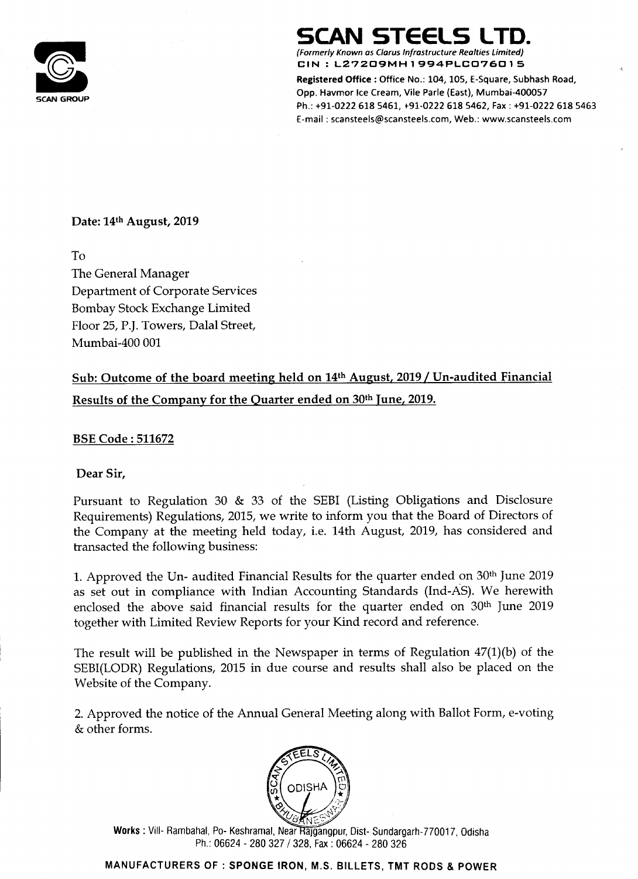# SCAN STEELS LTD.

*(Formerly Known as Clarus Infrastructure Realties Limited)*

**CIN : L27209MH1994PLC076015**

**Registered Office :** Office No.: 104, 105, E-Square, Subhash Road, Opp. Havmor Ice Cream, Vile Parle (East), Mumbai-400057

Ph.: +91-0222 618 5461, +91-0222 618 5462, Fax : +91-0222 618 5463

E-mail : scansteels@scansteels.com, Web.: www.scansteels.com

SCAN GROUP

**Date: 14th August, 2019**

To

The General Manager
Department of Corporate Services
Bombay Stock Exchange Limited
Floor 25, P.J. Towers, Dalal Street,
Mumbai-400 001

**Sub: Outcome of the board meeting held on 14th August, 2019 / Un-audited Financial Results of the Company for the Quarter ended on 30th June, 2019.**

**BSE Code : 511672**

**Dear Sir,**

Pursuant to Regulation 30 & 33 of the SEBI (Listing Obligations and Disclosure Requirements) Regulations, 2015, we write to inform you that the Board of Directors of the Company at the meeting held today, i.e. 14th August, 2019, has considered and transacted the following business:

1. Approved the Un- audited Financial Results for the quarter ended on 30th June 2019 as set out in compliance with Indian Accounting Standards (Ind-AS). We herewith enclosed the above said financial results for the quarter ended on 30th June 2019 together with Limited Review Reports for your Kind record and reference.

The result will be published in the Newspaper in terms of Regulation 47(1)(b) of the SEBI(LODR) Regulations, 2015 in due course and results shall also be placed on the Website of the Company.

2. Approved the notice of the Annual General Meeting along with Ballot Form, e-voting & other forms.

**Works :** Vill- Rambahal, Po- Keshramal, Near Rajgangpur, Dist- Sundargarh-770017, Odisha
Ph.: 06624 - 280 327 / 328, Fax : 06624 - 280 326

**MANUFACTURERS OF : SPONGE IRON, M.S. BILLETS, TMT RODS & POWER**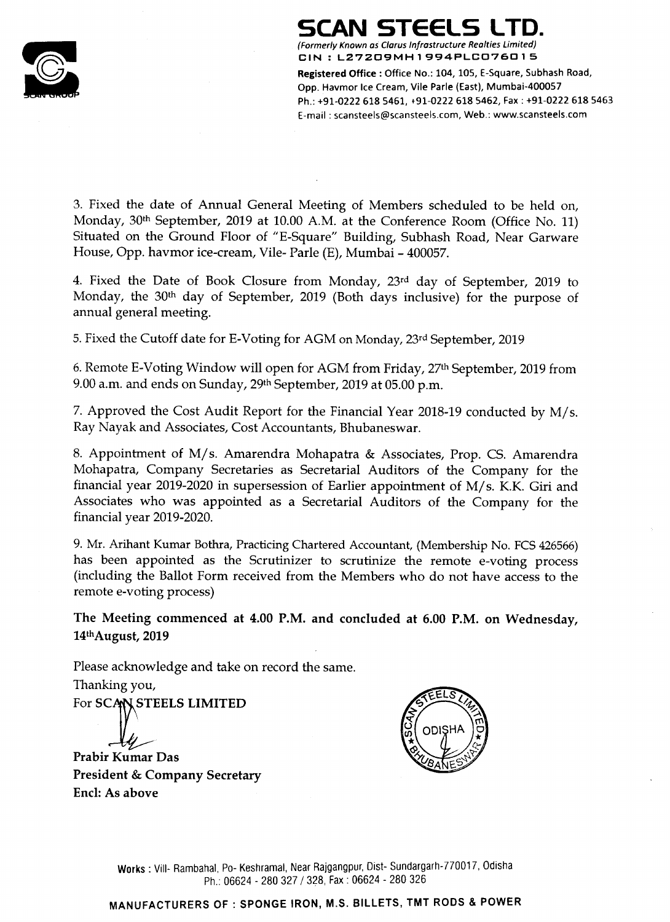# SCAN STEELS LTD.

*(Formerly Known as Clarus Infrastructure Realties Limited)*
CIN : L27209MH1994PLC076015

**Registered Office :** Office No.: 104, 105, E-Square, Subhash Road, Opp. Havmor Ice Cream, Vile Parle (East), Mumbai-400057
Ph.: +91-0222 618 5461, +91-0222 618 5462, Fax : +91-0222 618 5463
E-mail : scansteels@scansteels.com, Web.: www.scansteels.com

3. Fixed the date of Annual General Meeting of Members scheduled to be held on, Monday, 30th September, 2019 at 10.00 A.M. at the Conference Room (Office No. 11) Situated on the Ground Floor of "E-Square" Building, Subhash Road, Near Garware House, Opp. havmor ice-cream, Vile- Parle (E), Mumbai – 400057.

4. Fixed the Date of Book Closure from Monday, 23rd day of September, 2019 to Monday, the 30th day of September, 2019 (Both days inclusive) for the purpose of annual general meeting.

5. Fixed the Cutoff date for E-Voting for AGM on Monday, 23rd September, 2019

6. Remote E-Voting Window will open for AGM from Friday, 27th September, 2019 from 9.00 a.m. and ends on Sunday, 29th September, 2019 at 05.00 p.m.

7. Approved the Cost Audit Report for the Financial Year 2018-19 conducted by M/s. Ray Nayak and Associates, Cost Accountants, Bhubaneswar.

8. Appointment of M/s. Amarendra Mohapatra & Associates, Prop. CS. Amarendra Mohapatra, Company Secretaries as Secretarial Auditors of the Company for the financial year 2019-2020 in supersession of Earlier appointment of M/s. K.K. Giri and Associates who was appointed as a Secretarial Auditors of the Company for the financial year 2019-2020.

9. Mr. Arihant Kumar Bothra, Practicing Chartered Accountant, (Membership No. FCS 426566) has been appointed as the Scrutinizer to scrutinize the remote e-voting process (including the Ballot Form received from the Members who do not have access to the remote e-voting process)

**The Meeting commenced at 4.00 P.M. and concluded at 6.00 P.M. on Wednesday, 14th August, 2019**

Please acknowledge and take on record the same.

Thanking you,

For **SCAN STEELS LIMITED**

**Prabir Kumar Das**
**President & Company Secretary**
**Encl: As above**

**Works :** Vill- Rambahal, Po- Keshramal, Near Rajgangpur, Dist- Sundargarh-770017, Odisha
Ph.: 06624 - 280 327 / 328, Fax : 06624 - 280 326

**MANUFACTURERS OF : SPONGE IRON, M.S. BILLETS, TMT RODS & POWER**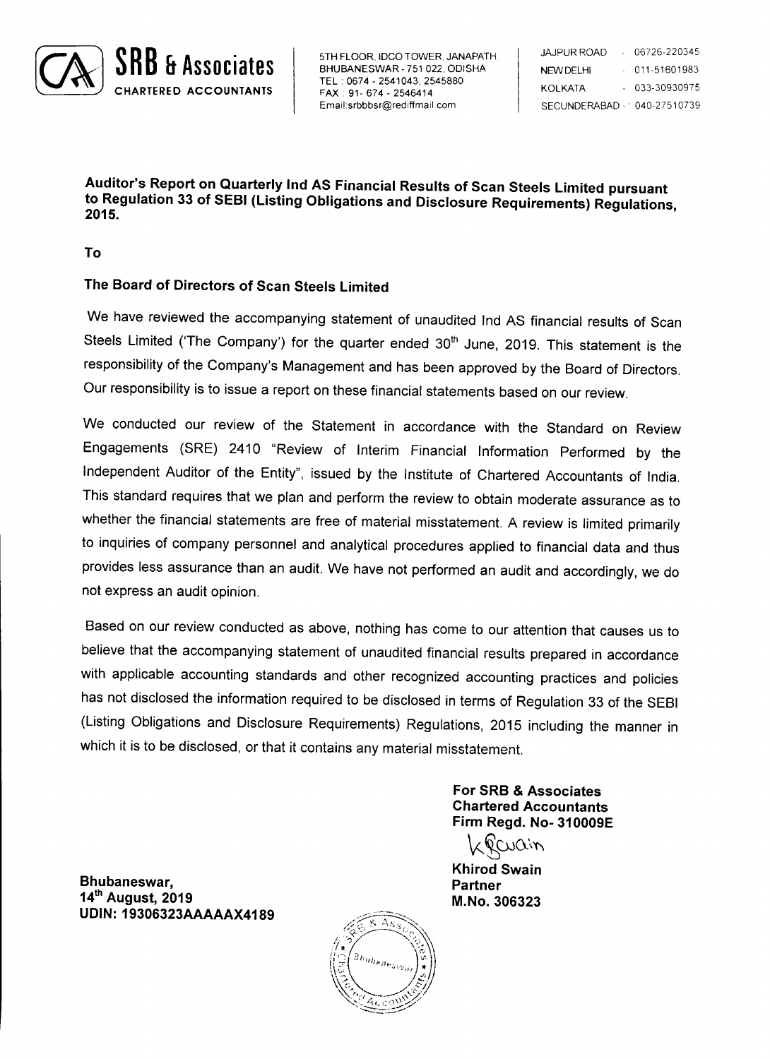**SRB & Associates**
CHARTERED ACCOUNTANTS

5TH FLOOR, IDCO TOWER, JANAPATH,
BHUBANESWAR - 751 022, ODISHA
TEL : 0674 - 2541043, 2545880
FAX : 91- 674 - 2546414
Email:srbbbsr@rediffmail.com

JAJPUR ROAD - 06726-220345
NEW DELHI - 011-51601983
KOLKATA - 033-30930975
SECUNDERABAD - 040-27510739

**Auditor's Report on Quarterly Ind AS Financial Results of Scan Steels Limited pursuant to Regulation 33 of SEBI (Listing Obligations and Disclosure Requirements) Regulations, 2015.**

**To**

**The Board of Directors of Scan Steels Limited**

We have reviewed the accompanying statement of unaudited Ind AS financial results of Scan Steels Limited ('The Company') for the quarter ended 30th June, 2019. This statement is the responsibility of the Company's Management and has been approved by the Board of Directors. Our responsibility is to issue a report on these financial statements based on our review.

We conducted our review of the Statement in accordance with the Standard on Review Engagements (SRE) 2410 "Review of Interim Financial Information Performed by the Independent Auditor of the Entity", issued by the Institute of Chartered Accountants of India. This standard requires that we plan and perform the review to obtain moderate assurance as to whether the financial statements are free of material misstatement. A review is limited primarily to inquiries of company personnel and analytical procedures applied to financial data and thus provides less assurance than an audit. We have not performed an audit and accordingly, we do not express an audit opinion.

Based on our review conducted as above, nothing has come to our attention that causes us to believe that the accompanying statement of unaudited financial results prepared in accordance with applicable accounting standards and other recognized accounting practices and policies has not disclosed the information required to be disclosed in terms of Regulation 33 of the SEBI (Listing Obligations and Disclosure Requirements) Regulations, 2015 including the manner in which it is to be disclosed, or that it contains any material misstatement.

**For SRB & Associates**
**Chartered Accountants**
**Firm Regd. No- 310009E**

**Khirod Swain**
**Partner**
**M.No. 306323**

**Bhubaneswar,**
**14th August, 2019**
**UDIN: 19306323AAAAAX4189**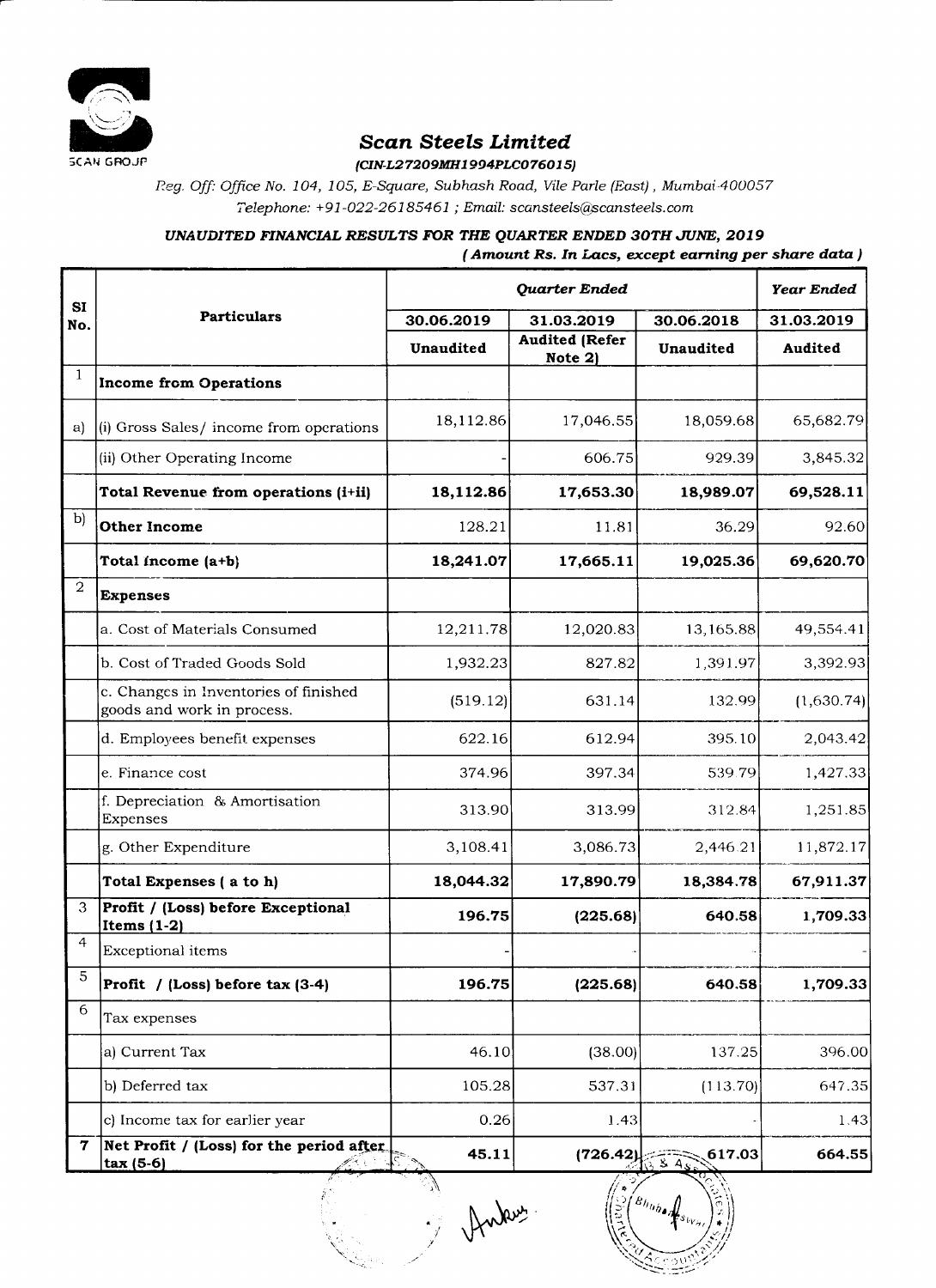# Scan Steels Limited

*(CIN-L27209MH1994PLC076015)*

*Reg. Off: Office No. 104, 105, E-Square, Subhash Road, Vile Parle (East), Mumbai 400057*

*Telephone: +91-022-26185461 ; Email: scansteels@scansteels.com*

## *UNAUDITED FINANCIAL RESULTS FOR THE QUARTER ENDED 30TH JUNE, 2019*

*( Amount Rs. In Lacs, except earning per share data )*

| SI No. | Particulars | Quarter Ended | | | Year Ended |
|---|---|---|---|---|---|
| | | 30.06.2019 | 31.03.2019 | 30.06.2018 | 31.03.2019 |
| | | Unaudited | Audited (Refer Note 2) | Unaudited | Audited |
| 1 | **Income from Operations** | | | | |
| a) | (i) Gross Sales/ income from operations | 18,112.86 | 17,046.55 | 18,059.68 | 65,682.79 |
| | (ii) Other Operating Income | - | 606.75 | 929.39 | 3,845.32 |
| | **Total Revenue from operations (i+ii)** | **18,112.86** | **17,653.30** | **18,989.07** | **69,528.11** |
| b) | **Other Income** | 128.21 | 11.81 | 36.29 | 92.60 |
| | **Total Income (a+b)** | **18,241.07** | **17,665.11** | **19,025.36** | **69,620.70** |
| 2 | **Expenses** | | | | |
| | a. Cost of Materials Consumed | 12,211.78 | 12,020.83 | 13,165.88 | 49,554.41 |
| | b. Cost of Traded Goods Sold | 1,932.23 | 827.82 | 1,391.97 | 3,392.93 |
| | c. Changes in Inventories of finished goods and work in process. | (519.12) | 631.14 | 132.99 | (1,630.74) |
| | d. Employees benefit expenses | 622.16 | 612.94 | 395.10 | 2,043.42 |
| | e. Finance cost | 374.96 | 397.34 | 539.79 | 1,427.33 |
| | f. Depreciation & Amortisation Expenses | 313.90 | 313.99 | 312.84 | 1,251.85 |
| | g. Other Expenditure | 3,108.41 | 3,086.73 | 2,446.21 | 11,872.17 |
| | **Total Expenses ( a to h)** | **18,044.32** | **17,890.79** | **18,384.78** | **67,911.37** |
| 3 | **Profit / (Loss) before Exceptional Items (1-2)** | **196.75** | **(225.68)** | **640.58** | **1,709.33** |
| 4 | Exceptional items | - | - | - | - |
| 5 | **Profit / (Loss) before tax (3-4)** | **196.75** | **(225.68)** | **640.58** | **1,709.33** |
| 6 | Tax expenses | | | | |
| | a) Current Tax | 46.10 | (38.00) | 137.25 | 396.00 |
| | b) Deferred tax | 105.28 | 537.31 | (113.70) | 647.35 |
| | c) Income tax for earlier year | 0.26 | 1.43 | - | 1.43 |
| 7 | **Net Profit / (Loss) for the period after tax (5-6)** | **45.11** | **(726.42)** | **617.03** | **664.55** |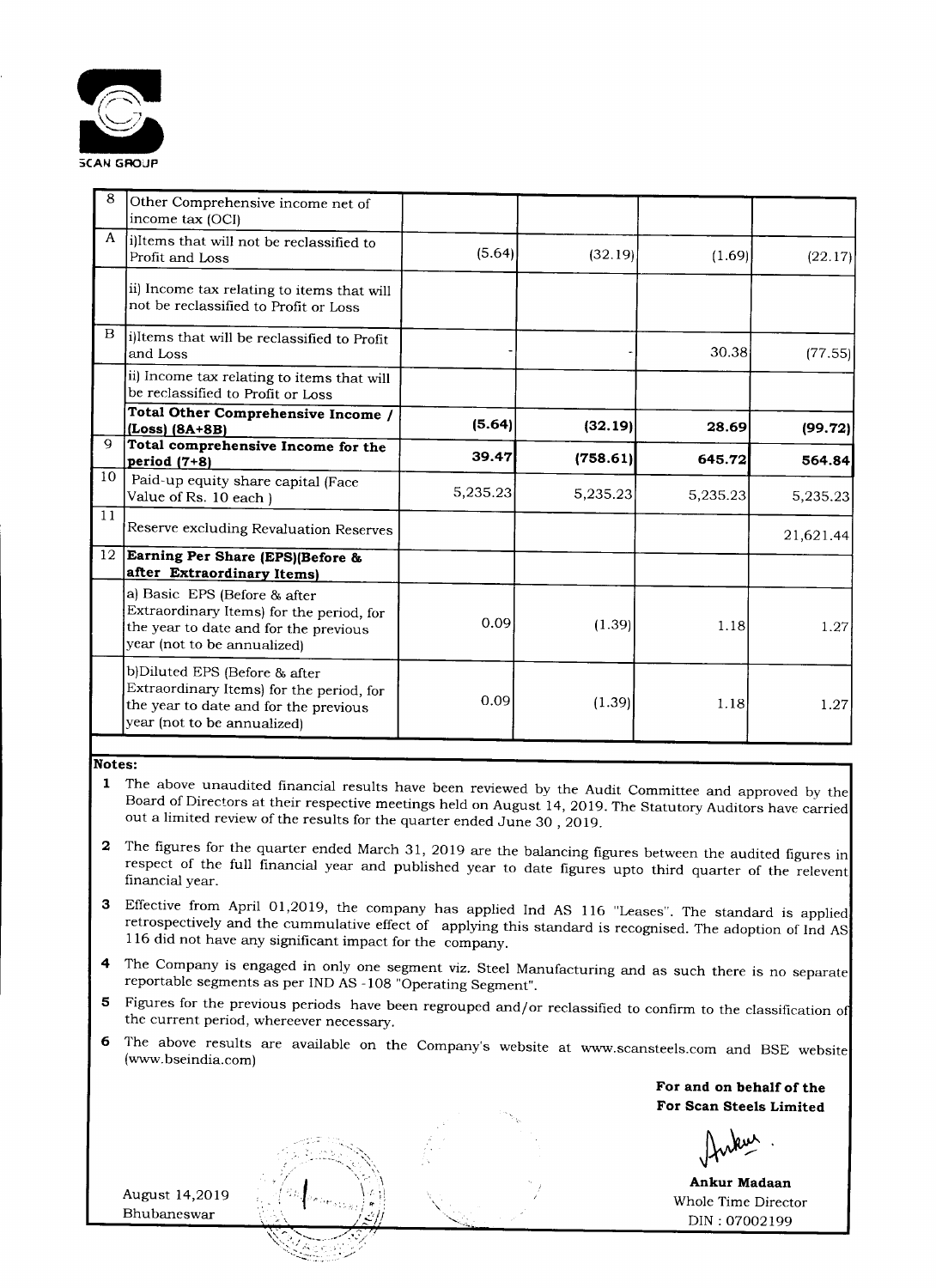SCAN GROUP

| | | | | | |
|---|---|---|---|---|---|
| 8 | Other Comprehensive income net of income tax (OCI) | | | | |
| A | i)Items that will not be reclassified to Profit and Loss | (5.64) | (32.19) | (1.69) | (22.17) |
| | ii) Income tax relating to items that will not be reclassified to Profit or Loss | | | | |
| B | i)Items that will be reclassified to Profit and Loss | - | - | 30.38 | (77.55) |
| | ii) Income tax relating to items that will be reclassified to Profit or Loss | | | | |
| | **Total Other Comprehensive Income / (Loss) (8A+8B)** | **(5.64)** | **(32.19)** | **28.69** | **(99.72)** |
| 9 | **Total comprehensive Income for the period (7+8)** | **39.47** | **(758.61)** | **645.72** | **564.84** |
| 10 | Paid-up equity share capital (Face Value of Rs. 10 each ) | 5,235.23 | 5,235.23 | 5,235.23 | 5,235.23 |
| 11 | Reserve excluding Revaluation Reserves | | | | 21,621.44 |
| 12 | **Earning Per Share (EPS)(Before & after Extraordinary Items)** | | | | |
| | a) Basic EPS (Before & after Extraordinary Items) for the period, for the year to date and for the previous year (not to be annualized) | 0.09 | (1.39) | 1.18 | 1.27 |
| | b)Diluted EPS (Before & after Extraordinary Items) for the period, for the year to date and for the previous year (not to be annualized) | 0.09 | (1.39) | 1.18 | 1.27 |

**Notes:**

1. The above unaudited financial results have been reviewed by the Audit Committee and approved by the Board of Directors at their respective meetings held on August 14, 2019. The Statutory Auditors have carried out a limited review of the results for the quarter ended June 30 , 2019.
2. The figures for the quarter ended March 31, 2019 are the balancing figures between the audited figures in respect of the full financial year and published year to date figures upto third quarter of the relevent financial year.
3. Effective from April 01,2019, the company has applied Ind AS 116 "Leases". The standard is applied retrospectively and the cummulative effect of applying this standard is recognised. The adoption of Ind AS 116 did not have any significant impact for the company.
4. The Company is engaged in only one segment viz. Steel Manufacturing and as such there is no separate reportable segments as per IND AS -108 "Operating Segment".
5. Figures for the previous periods have been regrouped and/or reclassified to confirm to the classification of the current period, whereever necessary.
6. The above results are available on the Company's website at www.scansteels.com and BSE website (www.bseindia.com)

**For and on behalf of the**
**For Scan Steels Limited**

**Ankur Madaan**
Whole Time Director
DIN : 07002199

August 14,2019
Bhubaneswar